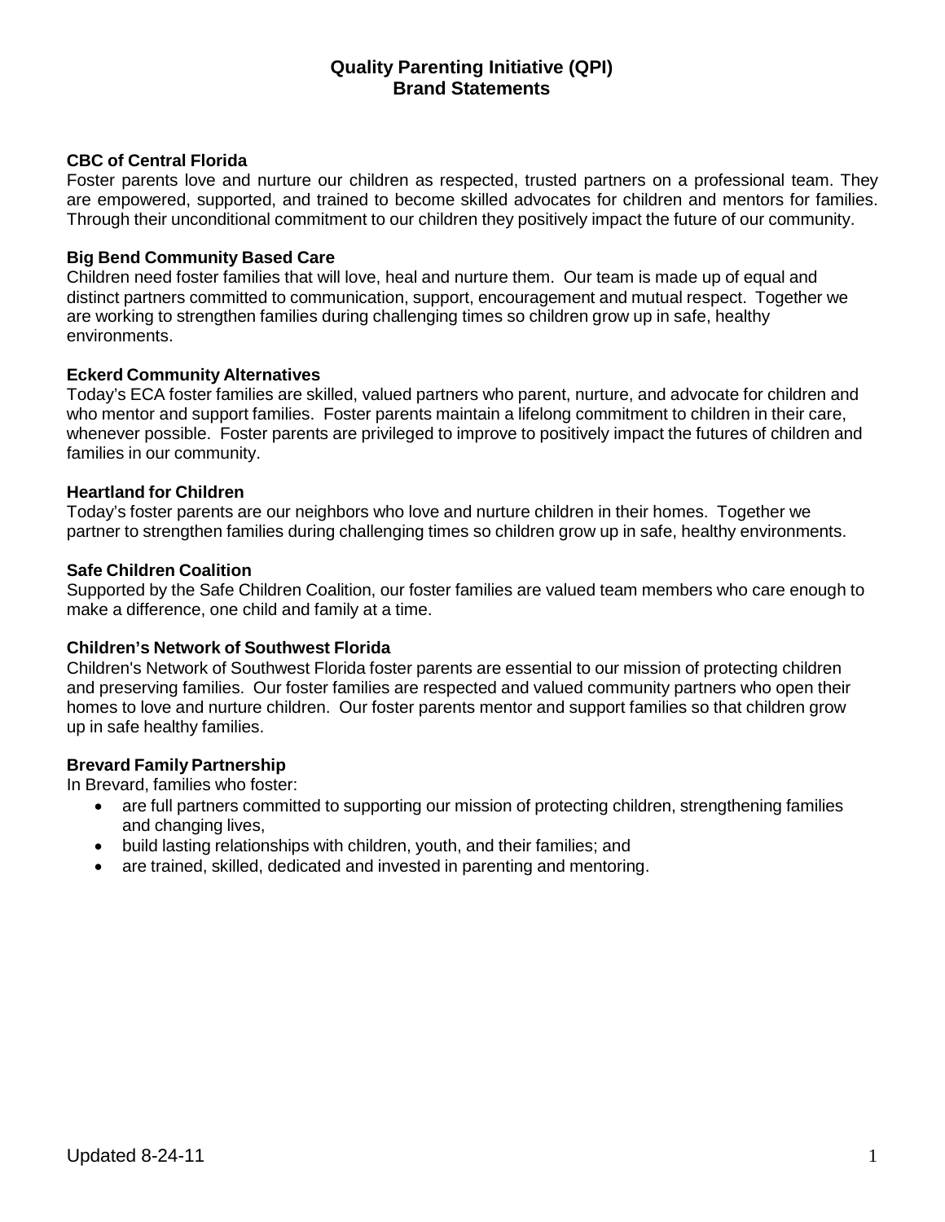# Quality Parenting Initiative (QPI)
# Brand Statements

**CBC of Central Florida**

Foster parents love and nurture our children as respected, trusted partners on a professional team. They are empowered, supported, and trained to become skilled advocates for children and mentors for families. Through their unconditional commitment to our children they positively impact the future of our community.

**Big Bend Community Based Care**

Children need foster families that will love, heal and nurture them. Our team is made up of equal and distinct partners committed to communication, support, encouragement and mutual respect. Together we are working to strengthen families during challenging times so children grow up in safe, healthy environments.

**Eckerd Community Alternatives**

Today's ECA foster families are skilled, valued partners who parent, nurture, and advocate for children and who mentor and support families. Foster parents maintain a lifelong commitment to children in their care, whenever possible. Foster parents are privileged to improve to positively impact the futures of children and families in our community.

**Heartland for Children**

Today's foster parents are our neighbors who love and nurture children in their homes. Together we partner to strengthen families during challenging times so children grow up in safe, healthy environments.

**Safe Children Coalition**

Supported by the Safe Children Coalition, our foster families are valued team members who care enough to make a difference, one child and family at a time.

**Children's Network of Southwest Florida**

Children's Network of Southwest Florida foster parents are essential to our mission of protecting children and preserving families. Our foster families are respected and valued community partners who open their homes to love and nurture children. Our foster parents mentor and support families so that children grow up in safe healthy families.

**Brevard Family Partnership**

In Brevard, families who foster:

- are full partners committed to supporting our mission of protecting children, strengthening families and changing lives,
- build lasting relationships with children, youth, and their families; and
- are trained, skilled, dedicated and invested in parenting and mentoring.

Updated 8-24-11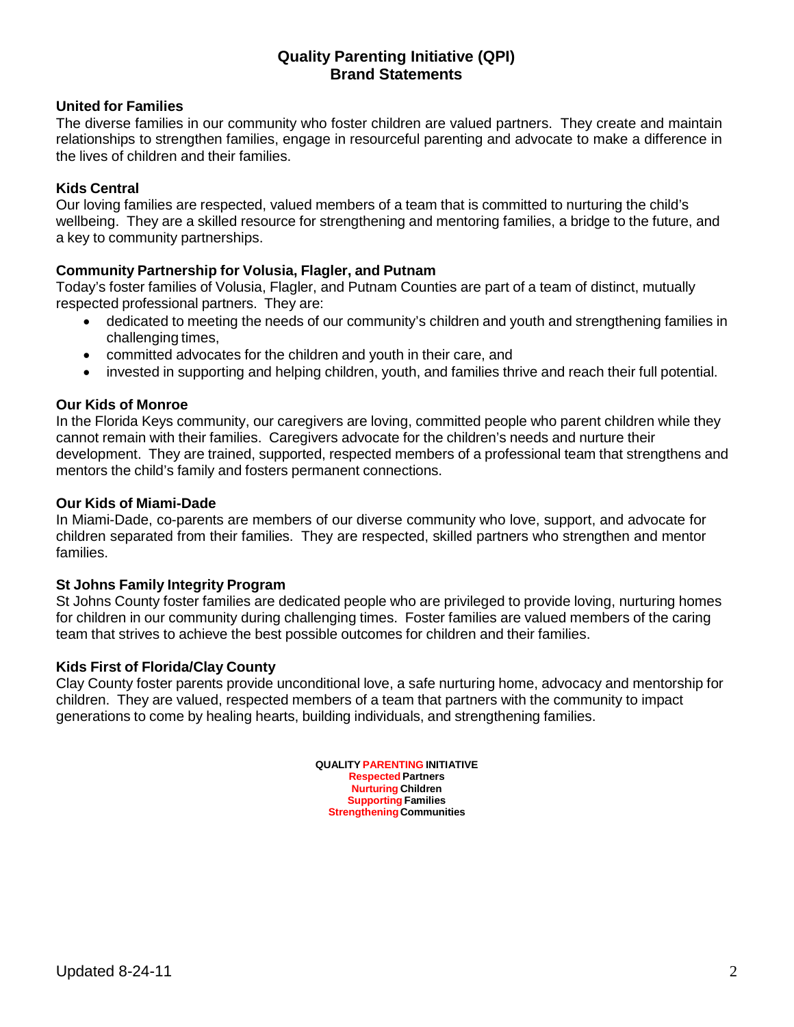# Quality Parenting Initiative (QPI)
# Brand Statements

**United for Families**
The diverse families in our community who foster children are valued partners. They create and maintain relationships to strengthen families, engage in resourceful parenting and advocate to make a difference in the lives of children and their families.

**Kids Central**
Our loving families are respected, valued members of a team that is committed to nurturing the child's wellbeing. They are a skilled resource for strengthening and mentoring families, a bridge to the future, and a key to community partnerships.

**Community Partnership for Volusia, Flagler, and Putnam**
Today's foster families of Volusia, Flagler, and Putnam Counties are part of a team of distinct, mutually respected professional partners. They are:

- dedicated to meeting the needs of our community's children and youth and strengthening families in challenging times,
- committed advocates for the children and youth in their care, and
- invested in supporting and helping children, youth, and families thrive and reach their full potential.

**Our Kids of Monroe**
In the Florida Keys community, our caregivers are loving, committed people who parent children while they cannot remain with their families. Caregivers advocate for the children's needs and nurture their development. They are trained, supported, respected members of a professional team that strengthens and mentors the child's family and fosters permanent connections.

**Our Kids of Miami-Dade**
In Miami-Dade, co-parents are members of our diverse community who love, support, and advocate for children separated from their families. They are respected, skilled partners who strengthen and mentor families.

**St Johns Family Integrity Program**
St Johns County foster families are dedicated people who are privileged to provide loving, nurturing homes for children in our community during challenging times. Foster families are valued members of the caring team that strives to achieve the best possible outcomes for children and their families.

**Kids First of Florida/Clay County**
Clay County foster parents provide unconditional love, a safe nurturing home, advocacy and mentorship for children. They are valued, respected members of a team that partners with the community to impact generations to come by healing hearts, building individuals, and strengthening families.

**QUALITY PARENTING INITIATIVE**
**Respected Partners**
**Nurturing Children**
**Supporting Families**
**Strengthening Communities**

Updated 8-24-11